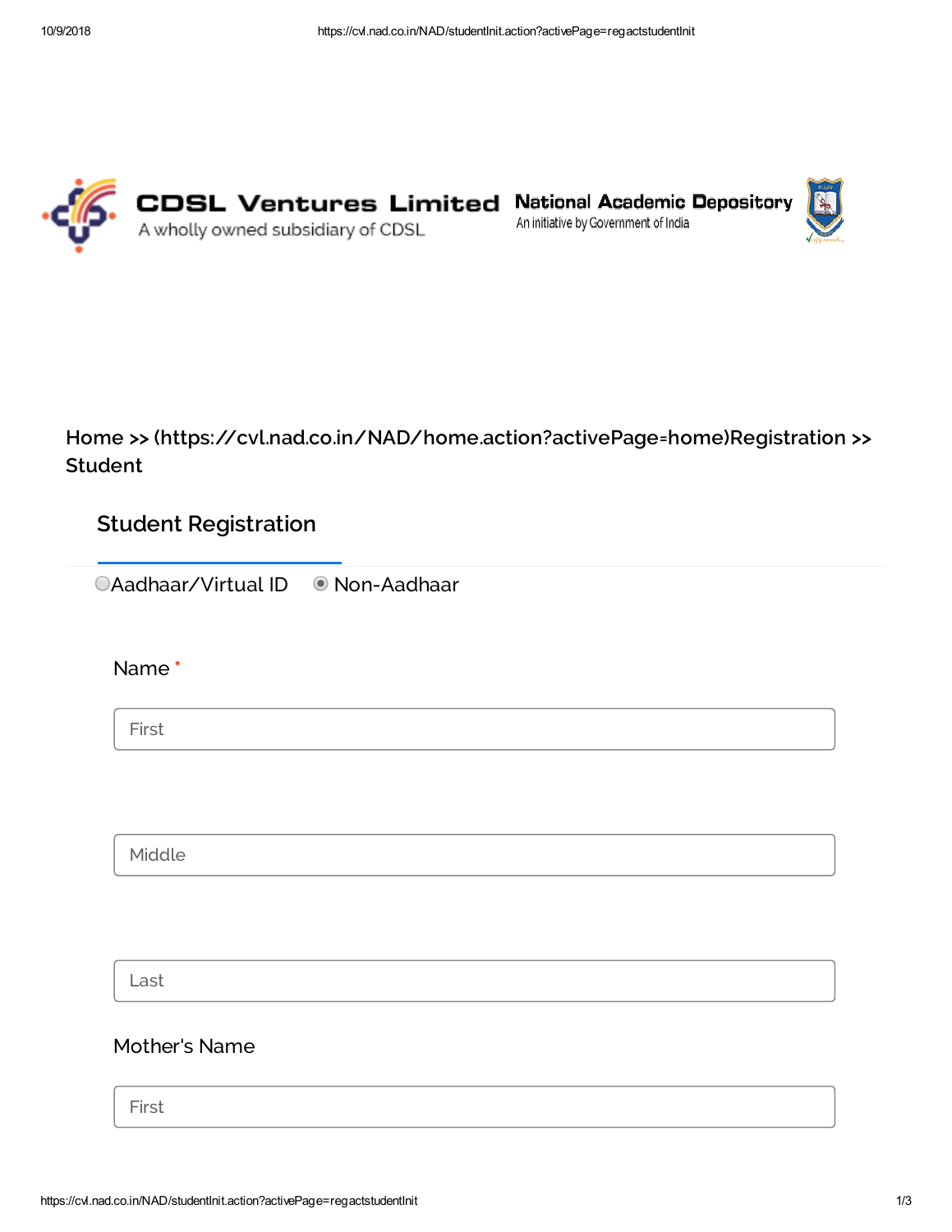**CDSL Ventures Limited**
A wholly owned subsidiary of CDSL

**National Academic Depository**
An initiative by Government of India

Home >> (https://cvl.nad.co.in/NAD/home.action?activePage=home)Registration >> Student

## Student Registration

○ Aadhaar/Virtual ID ◉ Non-Aadhaar

Name *

First

Middle

Last

Mother's Name

First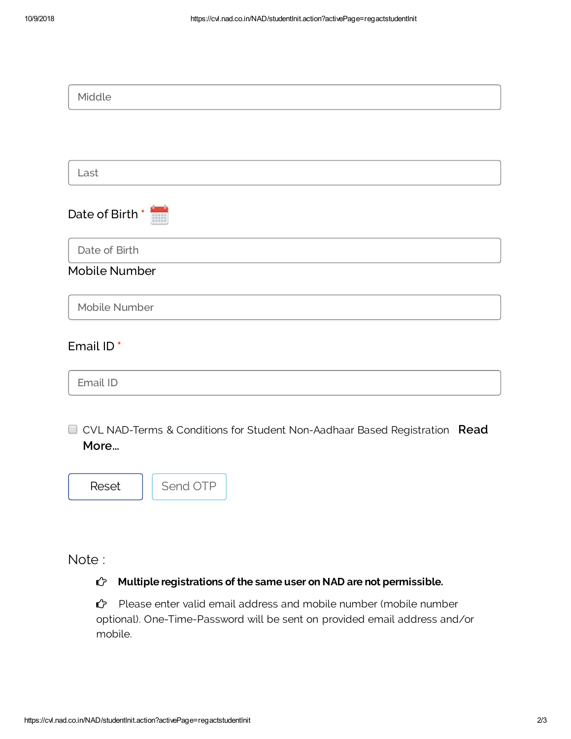Middle

Last

Date of Birth *

Date of Birth

Mobile Number

Mobile Number

Email ID *

Email ID

CVL NAD-Terms & Conditions for Student Non-Aadhaar Based Registration **Read More...**

Reset | Send OTP

Note :

- **Multiple registrations of the same user on NAD are not permissible.**
- Please enter valid email address and mobile number (mobile number optional). One-Time-Password will be sent on provided email address and/or mobile.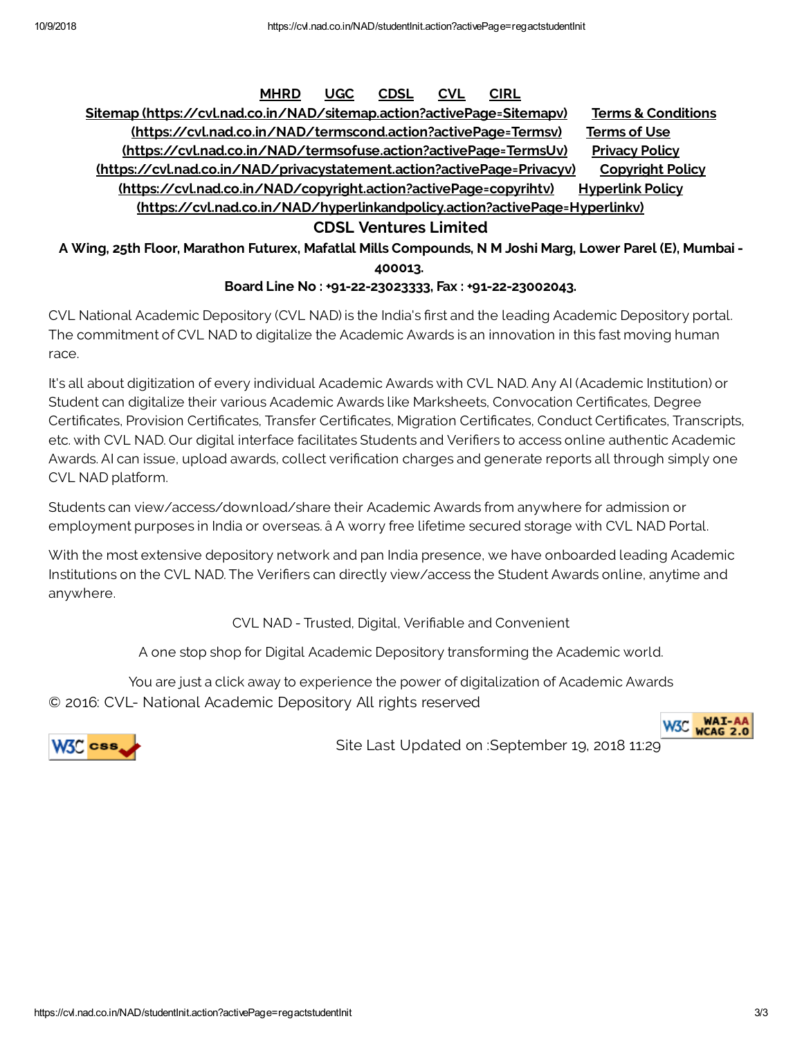**MHRD** **UGC** **CDSL** **CVL** **CIRL**

**Sitemap (https://cvl.nad.co.in/NAD/sitemap.action?activePage=Sitemapv)** **Terms & Conditions (https://cvl.nad.co.in/NAD/termscond.action?activePage=Termsv)** **Terms of Use (https://cvl.nad.co.in/NAD/termsofuse.action?activePage=TermsUv)** **Privacy Policy (https://cvl.nad.co.in/NAD/privacystatement.action?activePage=Privacyv)** **Copyright Policy (https://cvl.nad.co.in/NAD/copyright.action?activePage=copyrihtv)** **Hyperlink Policy (https://cvl.nad.co.in/NAD/hyperlinkandpolicy.action?activePage=Hyperlinkv)**

**CDSL Ventures Limited**

**A Wing, 25th Floor, Marathon Futurex, Mafatlal Mills Compounds, N M Joshi Marg, Lower Parel (E), Mumbai - 400013.**

**Board Line No : +91-22-23023333, Fax : +91-22-23002043.**

CVL National Academic Depository (CVL NAD) is the India's first and the leading Academic Depository portal. The commitment of CVL NAD to digitalize the Academic Awards is an innovation in this fast moving human race.

It's all about digitization of every individual Academic Awards with CVL NAD. Any AI (Academic Institution) or Student can digitalize their various Academic Awards like Marksheets, Convocation Certificates, Degree Certificates, Provision Certificates, Transfer Certificates, Migration Certificates, Conduct Certificates, Transcripts, etc. with CVL NAD. Our digital interface facilitates Students and Verifiers to access online authentic Academic Awards. AI can issue, upload awards, collect verification charges and generate reports all through simply one CVL NAD platform.

Students can view/access/download/share their Academic Awards from anywhere for admission or employment purposes in India or overseas. â A worry free lifetime secured storage with CVL NAD Portal.

With the most extensive depository network and pan India presence, we have onboarded leading Academic Institutions on the CVL NAD. The Verifiers can directly view/access the Student Awards online, anytime and anywhere.

CVL NAD - Trusted, Digital, Verifiable and Convenient

A one stop shop for Digital Academic Depository transforming the Academic world.

You are just a click away to experience the power of digitalization of Academic Awards

© 2016: CVL- National Academic Depository All rights reserved

Site Last Updated on :September 19, 2018 11:29